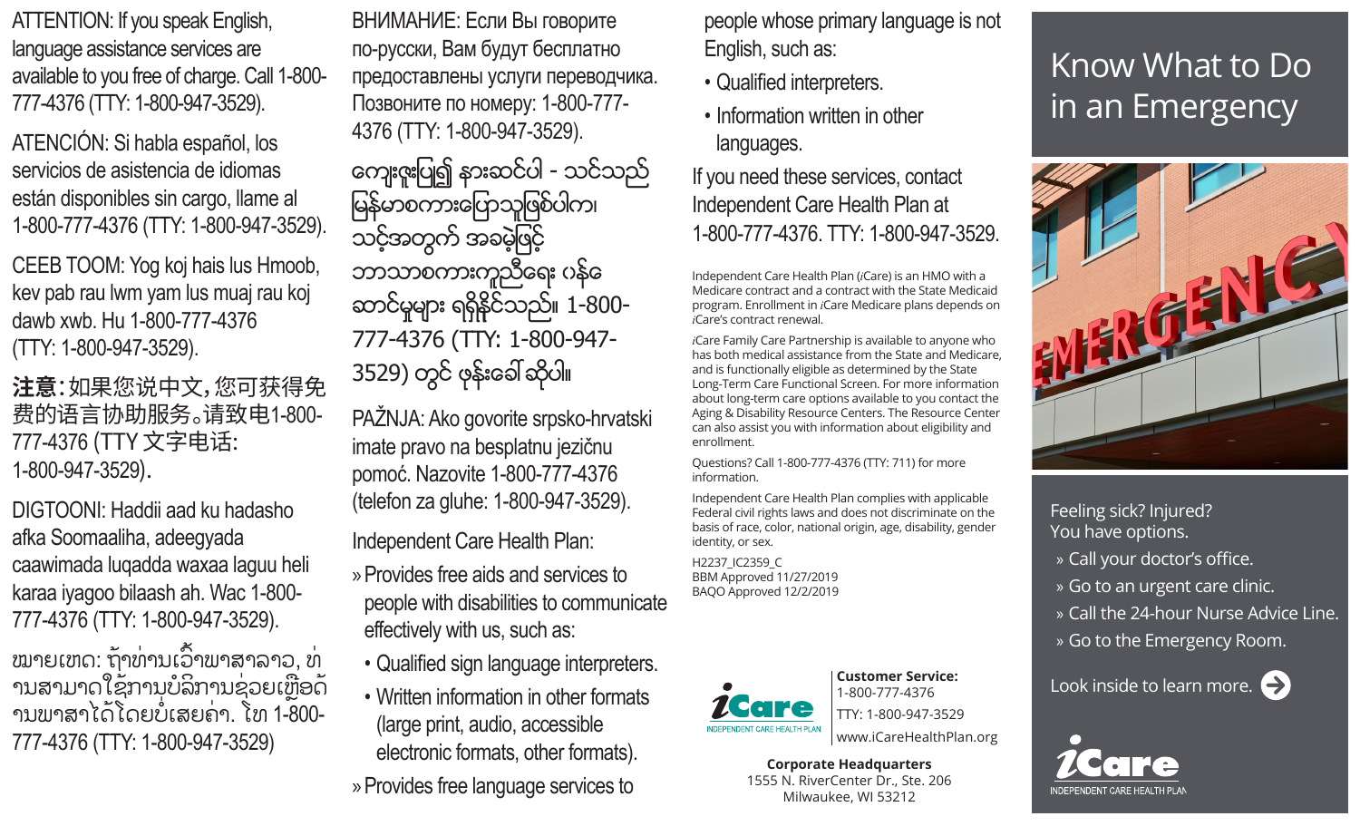ATTENTION: If you speak English, language assistance services are available to you free of charge. Call 1-800-777-4376 (TTY: 1-800-947-3529).

ATENCIÓN: Si habla español, los servicios de asistencia de idiomas están disponibles sin cargo, llame al 1-800-777-4376 (TTY: 1-800-947-3529).

CEEB TOOM: Yog koj hais lus Hmoob, kev pab rau lwm yam lus muaj rau koj dawb xwb. Hu 1-800-777-4376 (TTY: 1-800-947-3529).

注意：如果您说中文，您可获得免费的语言协助服务。请致电1-800-777-4376 (TTY 文字电话: 1-800-947-3529)。

DIGTOONI: Haddii aad ku hadasho afka Soomaaliha, adeegyada caawimada luqadda waxaa laguu heli karaa iyagoo bilaash ah. Wac 1-800-777-4376 (TTY: 1-800-947-3529).

ໝາຍເຫດ: ຖ້າທ່ານເວົ້າພາສາລາວ, ທ່ານສາມາດໃຊ້ການບໍລິການຊ່ວຍເຫຼືອດ້ານພາສາໄດ້ໂດຍບໍ່ເສຍຄ່າ. ໂທ 1-800-777-4376 (TTY: 1-800-947-3529)

ВНИМАНИЕ: Если Вы говорите по-русски, Вам будут бесплатно предоставлены услуги переводчика. Позвоните по номеру: 1-800-777-4376 (TTY: 1-800-947-3529).

ကျေးဇူးပြု၍ နားဆင်ပါ - သင်သည် မြန်မာစကားပြောသူဖြစ်ပါက၊ သင့်အတွက် အခမဲ့ဖြင့် ဘာသာစကားကူညီရေး ဝန်ဆောင်မှုများ ရရှိနိုင်သည်။ 1-800-777-4376 (TTY: 1-800-947-3529) တွင် ဖုန်းခေါ်ဆိုပါ။

PAŽNJA: Ako govorite srpsko-hrvatski imate pravo na besplatnu jezičnu pomoć. Nazovite 1-800-777-4376 (telefon za gluhe: 1-800-947-3529).

Independent Care Health Plan:

» Provides free aids and services to people with disabilities to communicate effectively with us, such as:
  - Qualified sign language interpreters.
  - Written information in other formats (large print, audio, accessible electronic formats, other formats).

» Provides free language services to people whose primary language is not English, such as:
  - Qualified interpreters.
  - Information written in other languages.

If you need these services, contact Independent Care Health Plan at 1-800-777-4376. TTY: 1-800-947-3529.

Independent Care Health Plan (*i*Care) is an HMO with a Medicare contract and a contract with the State Medicaid program. Enrollment in *i*Care Medicare plans depends on *i*Care's contract renewal.

*i*Care Family Care Partnership is available to anyone who has both medical assistance from the State and Medicare, and is functionally eligible as determined by the State Long-Term Care Functional Screen. For more information about long-term care options available to you contact the Aging & Disability Resource Centers. The Resource Center can also assist you with information about eligibility and enrollment.

Questions? Call 1-800-777-4376 (TTY: 711) for more information.

Independent Care Health Plan complies with applicable Federal civil rights laws and does not discriminate on the basis of race, color, national origin, age, disability, gender identity, or sex.

H2237_IC2359_C
BBM Approved 11/27/2019
BAQO Approved 12/2/2019

iCare
INDEPENDENT CARE HEALTH PLAN

**Customer Service:**
1-800-777-4376
TTY: 1-800-947-3529
www.iCareHealthPlan.org

**Corporate Headquarters**
1555 N. RiverCenter Dr., Ste. 206
Milwaukee, WI 53212

# Know What to Do in an Emergency

Feeling sick? Injured?
You have options.

» Call your doctor's office.
» Go to an urgent care clinic.
» Call the 24-hour Nurse Advice Line.
» Go to the Emergency Room.

Look inside to learn more.

iCare
INDEPENDENT CARE HEALTH PLAN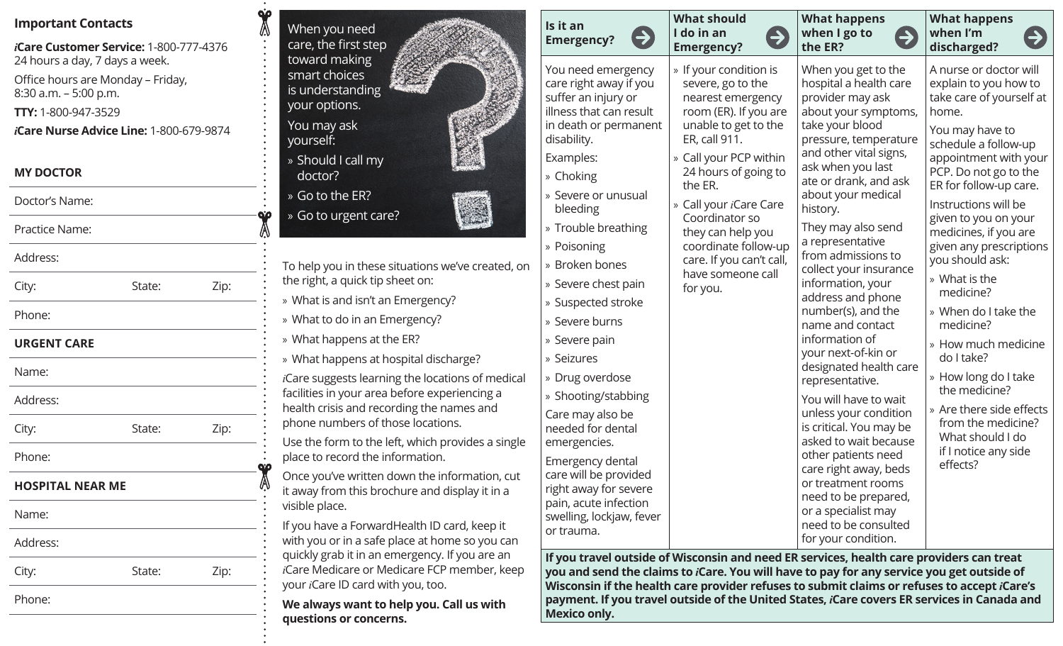## Important Contacts

***i*Care Customer Service:** 1-800-777-4376
24 hours a day, 7 days a week.

Office hours are Monday – Friday,
8:30 a.m. – 5:00 p.m.

**TTY:** 1-800-947-3529

***i*Care Nurse Advice Line:** 1-800-679-9874

### MY DOCTOR

Doctor's Name:

Practice Name:

Address:

City: State: Zip:

Phone:

### URGENT CARE

Name:

Address:

City: State: Zip:

Phone:

### HOSPITAL NEAR ME

Name:

Address:

City: State: Zip:

Phone:

When you need care, the first step toward making smart choices is understanding your options.

You may ask yourself:

- Should I call my doctor?
- Go to the ER?
- Go to urgent care?

To help you in these situations we've created, on the right, a quick tip sheet on:

- What is and isn't an Emergency?
- What to do in an Emergency?
- What happens at the ER?
- What happens at hospital discharge?

*i*Care suggests learning the locations of medical facilities in your area before experiencing a health crisis and recording the names and phone numbers of those locations.

Use the form to the left, which provides a single place to record the information.

Once you've written down the information, cut it away from this brochure and display it in a visible place.

If you have a ForwardHealth ID card, keep it with you or in a safe place at home so you can quickly grab it in an emergency. If you are an *i*Care Medicare or Medicare FCP member, keep your *i*Care ID card with you, too.

**We always want to help you. Call us with questions or concerns.**

### Is it an Emergency?

You need emergency care right away if you suffer an injury or illness that can result in death or permanent disability.

Examples:

- Choking
- Severe or unusual bleeding
- Trouble breathing
- Poisoning
- Broken bones
- Severe chest pain
- Suspected stroke
- Severe burns
- Severe pain
- Seizures
- Drug overdose
- Shooting/stabbing

Care may also be needed for dental emergencies.

Emergency dental care will be provided right away for severe pain, acute infection swelling, lockjaw, fever or trauma.

### What should I do in an Emergency?

- If your condition is severe, go to the nearest emergency room (ER). If you are unable to get to the ER, call 911.
- Call your PCP within 24 hours of going to the ER.
- Call your *i*Care Care Coordinator so they can help you coordinate follow-up care. If you can't call, have someone call for you.

### What happens when I go to the ER?

When you get to the hospital a health care provider may ask about your symptoms, take your blood pressure, temperature and other vital signs, ask when you last ate or drank, and ask about your medical history.

They may also send a representative from admissions to collect your insurance information, your address and phone number(s), and the name and contact information of your next-of-kin or designated health care representative.

You will have to wait unless your condition is critical. You may be asked to wait because other patients need care right away, beds or treatment rooms need to be prepared, or a specialist may need to be consulted for your condition.

### What happens when I'm discharged?

A nurse or doctor will explain to you how to take care of yourself at home.

You may have to schedule a follow-up appointment with your PCP. Do not go to the ER for follow-up care.

Instructions will be given to you on your medicines, if you are given any prescriptions you should ask:

- What is the medicine?
- When do I take the medicine?
- How much medicine do I take?
- How long do I take the medicine?
- Are there side effects from the medicine? What should I do if I notice any side effects?

**If you travel outside of Wisconsin and need ER services, health care providers can treat you and send the claims to *i*Care. You will have to pay for any service you get outside of Wisconsin if the health care provider refuses to submit claims or refuses to accept *i*Care's payment. If you travel outside of the United States, *i*Care covers ER services in Canada and Mexico only.**